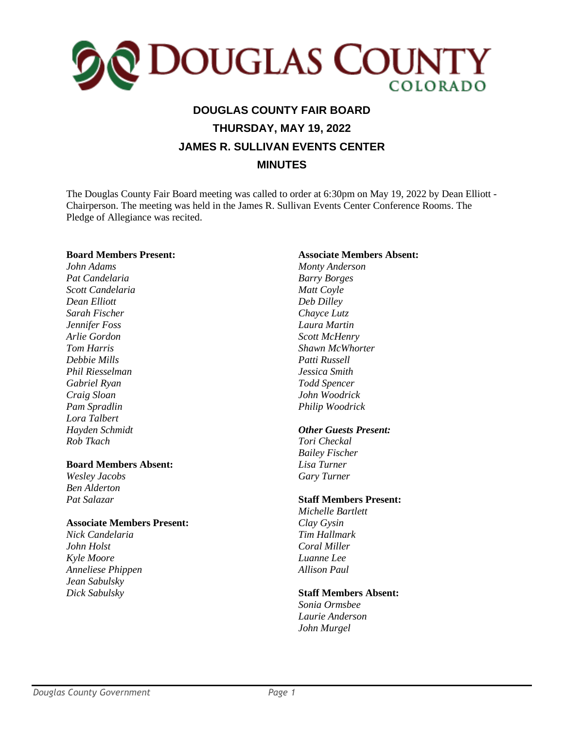# DOUGLAS COUNTY COLORADO

## DOUGLAS COUNTY FAIR BOARD

## THURSDAY, MAY 19, 2022

## JAMES R. SULLIVAN EVENTS CENTER

## MINUTES

The Douglas County Fair Board meeting was called to order at 6:30pm on May 19, 2022 by Dean Elliott - Chairperson. The meeting was held in the James R. Sullivan Events Center Conference Rooms. The Pledge of Allegiance was recited.

**Board Members Present:**
*John Adams*
*Pat Candelaria*
*Scott Candelaria*
*Dean Elliott*
*Sarah Fischer*
*Jennifer Foss*
*Arlie Gordon*
*Tom Harris*
*Debbie Mills*
*Phil Riesselman*
*Gabriel Ryan*
*Craig Sloan*
*Pam Spradlin*
*Lora Talbert*
*Hayden Schmidt*
*Rob Tkach*

**Board Members Absent:**
*Wesley Jacobs*
*Ben Alderton*
*Pat Salazar*

**Associate Members Present:**
*Nick Candelaria*
*John Holst*
*Kyle Moore*
*Anneliese Phippen*
*Jean Sabulsky*
*Dick Sabulsky*

**Associate Members Absent:**
*Monty Anderson*
*Barry Borges*
*Matt Coyle*
*Deb Dilley*
*Chayce Lutz*
*Laura Martin*
*Scott McHenry*
*Shawn McWhorter*
*Patti Russell*
*Jessica Smith*
*Todd Spencer*
*John Woodrick*
*Philip Woodrick*

***Other Guests Present:***
*Tori Checkal*
*Bailey Fischer*
*Lisa Turner*
*Gary Turner*

**Staff Members Present:**
*Michelle Bartlett*
*Clay Gysin*
*Tim Hallmark*
*Coral Miller*
*Luanne Lee*
*Allison Paul*

**Staff Members Absent:**
*Sonia Ormsbee*
*Laurie Anderson*
*John Murgel*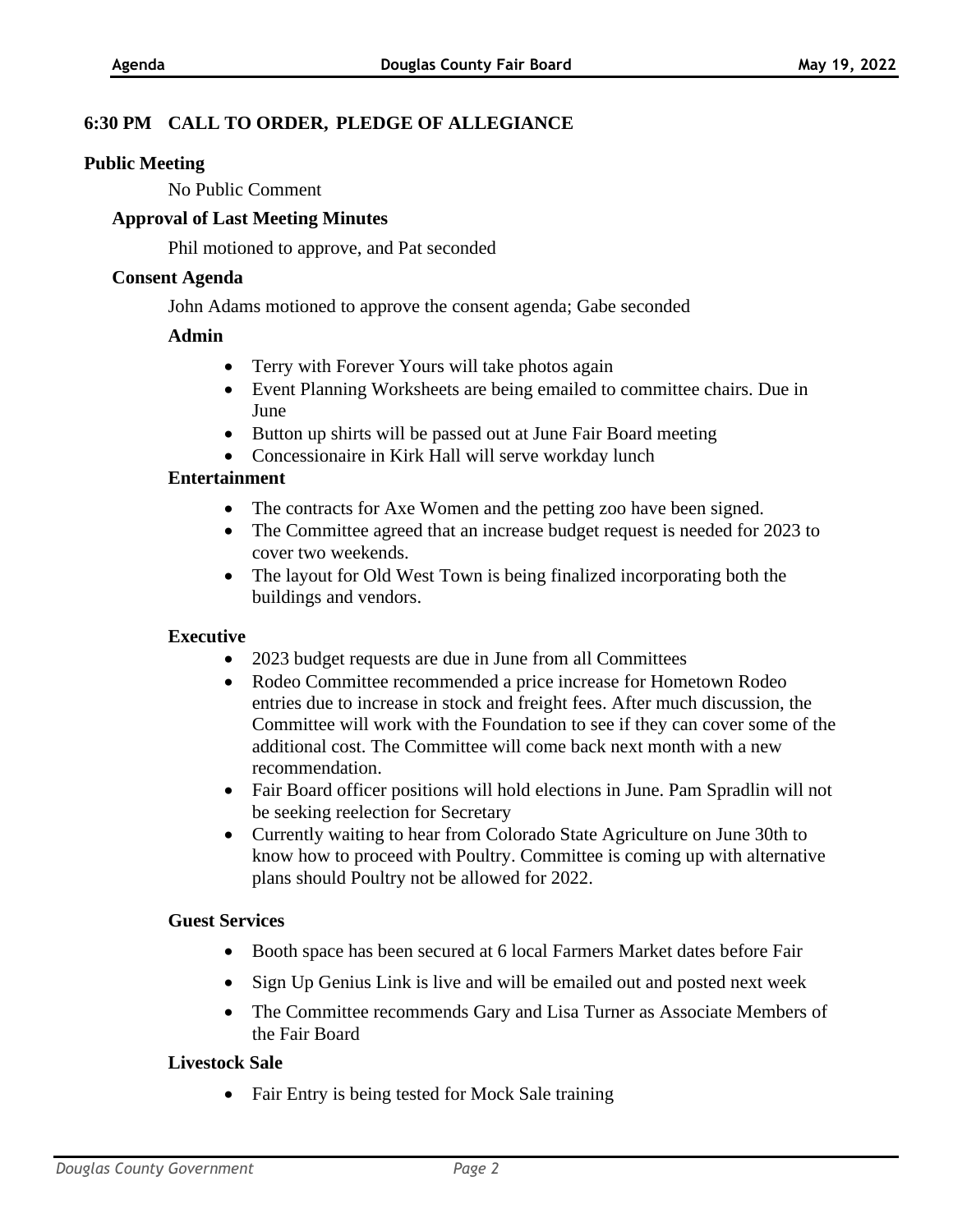## 6:30 PM CALL TO ORDER, PLEDGE OF ALLEGIANCE

### Public Meeting

No Public Comment

### Approval of Last Meeting Minutes

Phil motioned to approve, and Pat seconded

### Consent Agenda

John Adams motioned to approve the consent agenda; Gabe seconded

**Admin**

- Terry with Forever Yours will take photos again
- Event Planning Worksheets are being emailed to committee chairs. Due in June
- Button up shirts will be passed out at June Fair Board meeting
- Concessionaire in Kirk Hall will serve workday lunch

**Entertainment**

- The contracts for Axe Women and the petting zoo have been signed.
- The Committee agreed that an increase budget request is needed for 2023 to cover two weekends.
- The layout for Old West Town is being finalized incorporating both the buildings and vendors.

**Executive**

- 2023 budget requests are due in June from all Committees
- Rodeo Committee recommended a price increase for Hometown Rodeo entries due to increase in stock and freight fees. After much discussion, the Committee will work with the Foundation to see if they can cover some of the additional cost. The Committee will come back next month with a new recommendation.
- Fair Board officer positions will hold elections in June. Pam Spradlin will not be seeking reelection for Secretary
- Currently waiting to hear from Colorado State Agriculture on June 30th to know how to proceed with Poultry. Committee is coming up with alternative plans should Poultry not be allowed for 2022.

**Guest Services**

- Booth space has been secured at 6 local Farmers Market dates before Fair
- Sign Up Genius Link is live and will be emailed out and posted next week
- The Committee recommends Gary and Lisa Turner as Associate Members of the Fair Board

**Livestock Sale**

- Fair Entry is being tested for Mock Sale training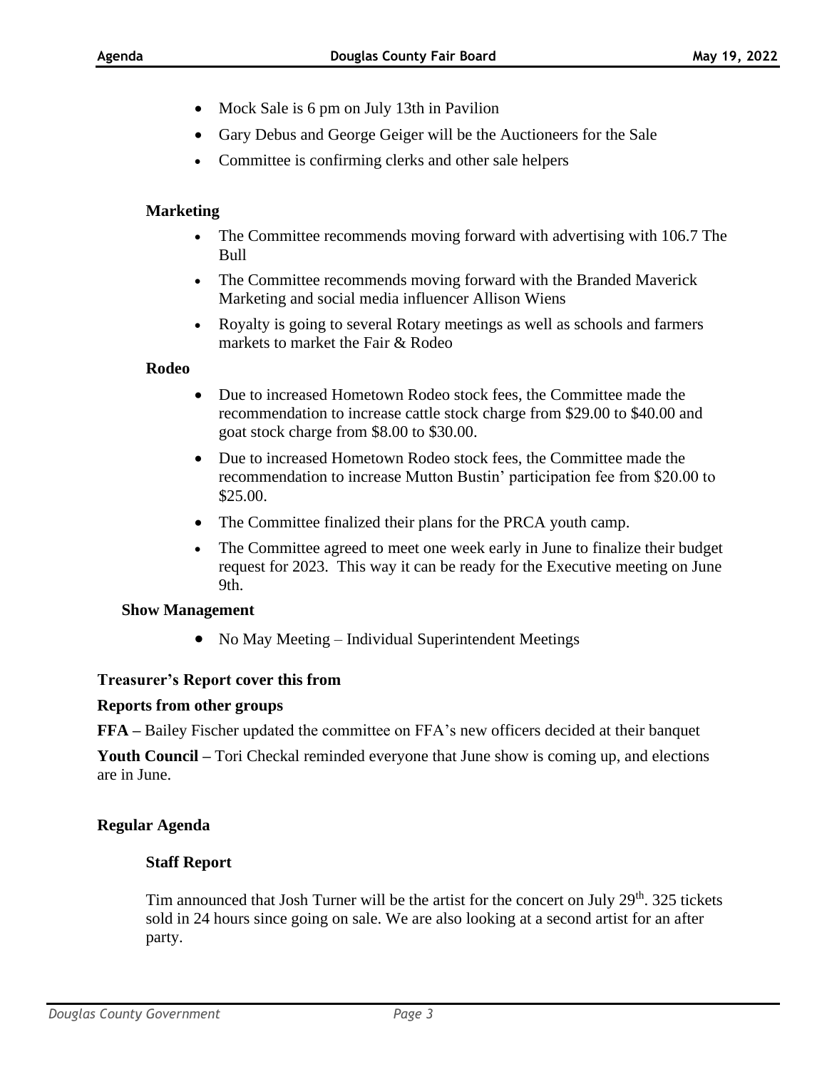- Mock Sale is 6 pm on July 13th in Pavilion
- Gary Debus and George Geiger will be the Auctioneers for the Sale
- Committee is confirming clerks and other sale helpers

**Marketing**

- The Committee recommends moving forward with advertising with 106.7 The Bull
- The Committee recommends moving forward with the Branded Maverick Marketing and social media influencer Allison Wiens
- Royalty is going to several Rotary meetings as well as schools and farmers markets to market the Fair & Rodeo

**Rodeo**

- Due to increased Hometown Rodeo stock fees, the Committee made the recommendation to increase cattle stock charge from $29.00 to $40.00 and goat stock charge from $8.00 to $30.00.
- Due to increased Hometown Rodeo stock fees, the Committee made the recommendation to increase Mutton Bustin' participation fee from $20.00 to $25.00.
- The Committee finalized their plans for the PRCA youth camp.
- The Committee agreed to meet one week early in June to finalize their budget request for 2023. This way it can be ready for the Executive meeting on June 9th.

**Show Management**

- No May Meeting – Individual Superintendent Meetings

**Treasurer's Report cover this from**

**Reports from other groups**

**FFA –** Bailey Fischer updated the committee on FFA's new officers decided at their banquet

**Youth Council –** Tori Checkal reminded everyone that June show is coming up, and elections are in June.

**Regular Agenda**

**Staff Report**

Tim announced that Josh Turner will be the artist for the concert on July 29th. 325 tickets sold in 24 hours since going on sale. We are also looking at a second artist for an after party.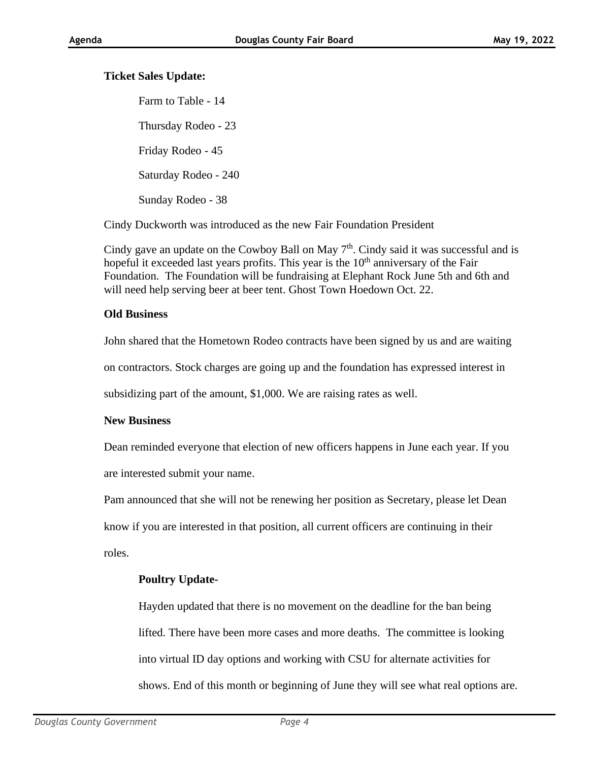**Ticket Sales Update:**

Farm to Table - 14

Thursday Rodeo - 23

Friday Rodeo - 45

Saturday Rodeo - 240

Sunday Rodeo - 38

Cindy Duckworth was introduced as the new Fair Foundation President

Cindy gave an update on the Cowboy Ball on May 7th. Cindy said it was successful and is hopeful it exceeded last years profits. This year is the 10th anniversary of the Fair Foundation. The Foundation will be fundraising at Elephant Rock June 5th and 6th and will need help serving beer at beer tent. Ghost Town Hoedown Oct. 22.

**Old Business**

John shared that the Hometown Rodeo contracts have been signed by us and are waiting on contractors. Stock charges are going up and the foundation has expressed interest in subsidizing part of the amount, $1,000. We are raising rates as well.

**New Business**

Dean reminded everyone that election of new officers happens in June each year. If you are interested submit your name.

Pam announced that she will not be renewing her position as Secretary, please let Dean know if you are interested in that position, all current officers are continuing in their roles.

**Poultry Update-**

Hayden updated that there is no movement on the deadline for the ban being lifted. There have been more cases and more deaths. The committee is looking into virtual ID day options and working with CSU for alternate activities for shows. End of this month or beginning of June they will see what real options are.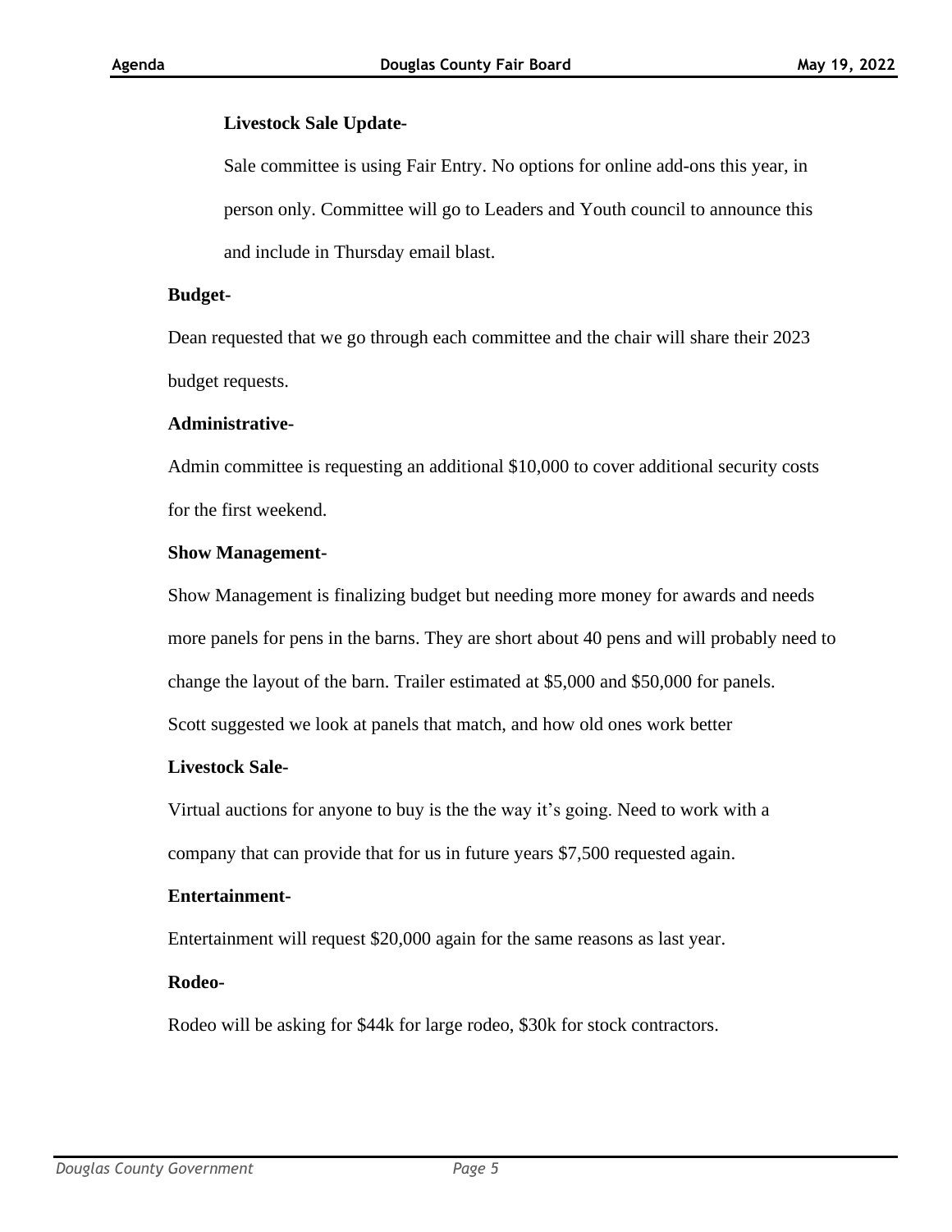**Livestock Sale Update-**

Sale committee is using Fair Entry. No options for online add-ons this year, in person only. Committee will go to Leaders and Youth council to announce this and include in Thursday email blast.

**Budget-**

Dean requested that we go through each committee and the chair will share their 2023 budget requests.

**Administrative-**

Admin committee is requesting an additional $10,000 to cover additional security costs for the first weekend.

**Show Management-**

Show Management is finalizing budget but needing more money for awards and needs more panels for pens in the barns. They are short about 40 pens and will probably need to change the layout of the barn. Trailer estimated at $5,000 and $50,000 for panels. Scott suggested we look at panels that match, and how old ones work better

**Livestock Sale-**

Virtual auctions for anyone to buy is the the way it's going. Need to work with a company that can provide that for us in future years $7,500 requested again.

**Entertainment-**

Entertainment will request $20,000 again for the same reasons as last year.

**Rodeo-**

Rodeo will be asking for $44k for large rodeo, $30k for stock contractors.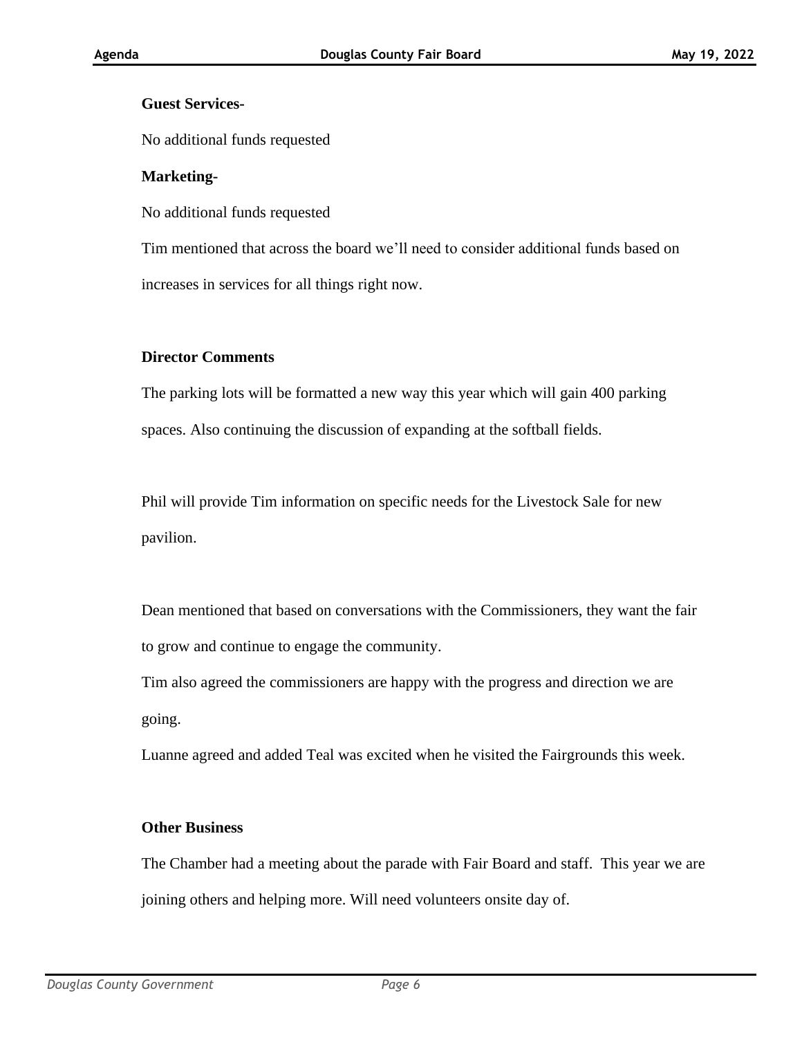**Guest Services-**

No additional funds requested

**Marketing-**

No additional funds requested

Tim mentioned that across the board we'll need to consider additional funds based on increases in services for all things right now.

**Director Comments**

The parking lots will be formatted a new way this year which will gain 400 parking spaces. Also continuing the discussion of expanding at the softball fields.

Phil will provide Tim information on specific needs for the Livestock Sale for new pavilion.

Dean mentioned that based on conversations with the Commissioners, they want the fair to grow and continue to engage the community.

Tim also agreed the commissioners are happy with the progress and direction we are going.

Luanne agreed and added Teal was excited when he visited the Fairgrounds this week.

**Other Business**

The Chamber had a meeting about the parade with Fair Board and staff. This year we are joining others and helping more. Will need volunteers onsite day of.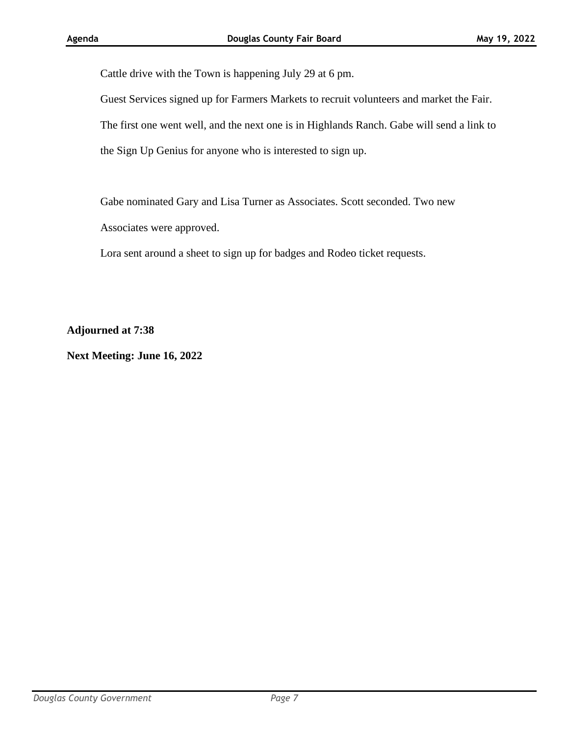Cattle drive with the Town is happening July 29 at 6 pm.

Guest Services signed up for Farmers Markets to recruit volunteers and market the Fair. The first one went well, and the next one is in Highlands Ranch. Gabe will send a link to the Sign Up Genius for anyone who is interested to sign up.

Gabe nominated Gary and Lisa Turner as Associates. Scott seconded. Two new Associates were approved.

Lora sent around a sheet to sign up for badges and Rodeo ticket requests.

**Adjourned at 7:38**

**Next Meeting: June 16, 2022**